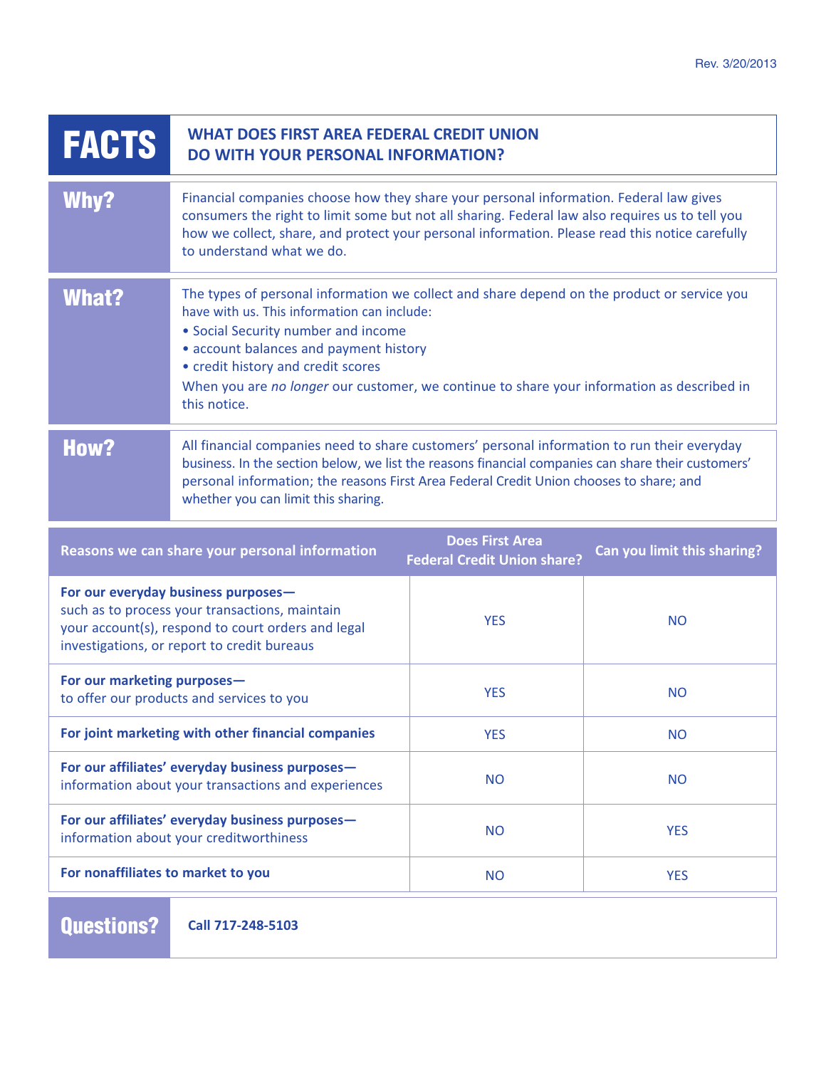Rev. 3/20/2013

# FACTS — WHAT DOES FIRST AREA FEDERAL CREDIT UNION DO WITH YOUR PERSONAL INFORMATION?

## Why?

Financial companies choose how they share your personal information. Federal law gives consumers the right to limit some but not all sharing. Federal law also requires us to tell you how we collect, share, and protect your personal information. Please read this notice carefully to understand what we do.

## What?

The types of personal information we collect and share depend on the product or service you have with us. This information can include:

- Social Security number and income
- account balances and payment history
- credit history and credit scores

When you are *no longer* our customer, we continue to share your information as described in this notice.

## How?

All financial companies need to share customers' personal information to run their everyday business. In the section below, we list the reasons financial companies can share their customers' personal information; the reasons First Area Federal Credit Union chooses to share; and whether you can limit this sharing.

| Reasons we can share your personal information | Does First Area Federal Credit Union share? | Can you limit this sharing? |
|---|---|---|
| **For our everyday business purposes—** such as to process your transactions, maintain your account(s), respond to court orders and legal investigations, or report to credit bureaus | YES | NO |
| **For our marketing purposes—** to offer our products and services to you | YES | NO |
| **For joint marketing with other financial companies** | YES | NO |
| **For our affiliates' everyday business purposes—** information about your transactions and experiences | NO | NO |
| **For our affiliates' everyday business purposes—** information about your creditworthiness | NO | YES |
| **For nonaffiliates to market to you** | NO | YES |

## Questions?

**Call 717-248-5103**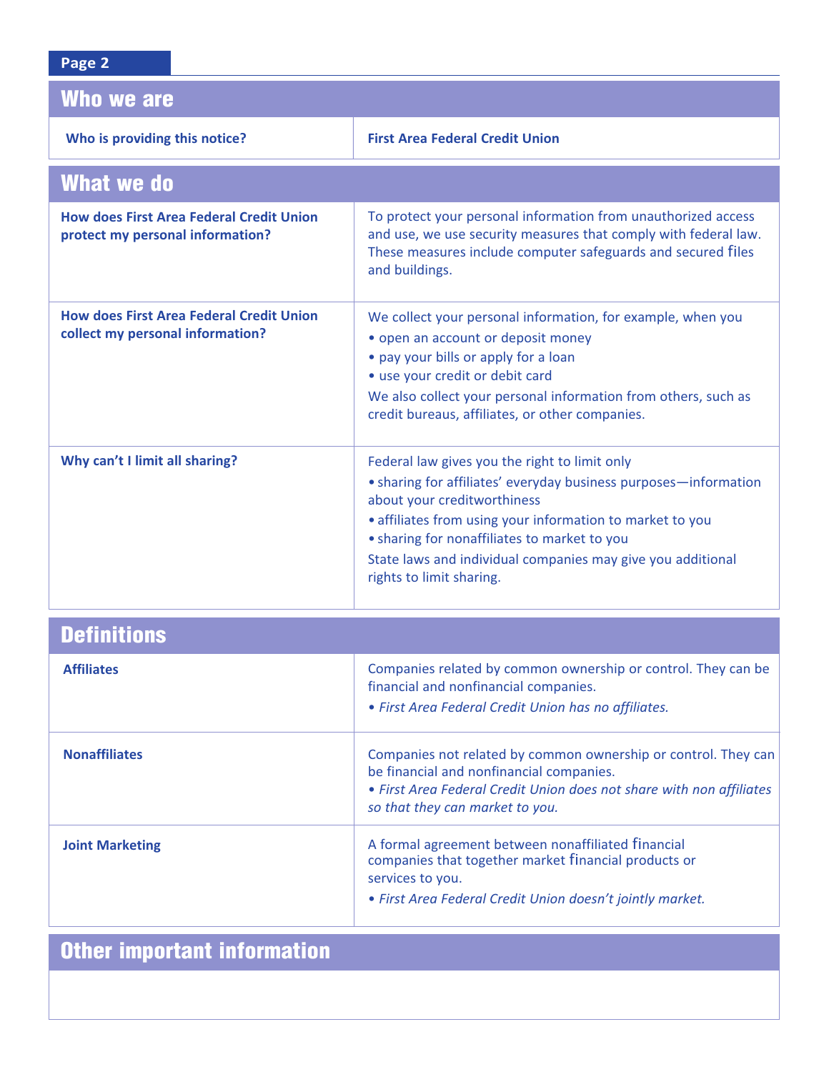## Who we are

| | |
|---|---|
| **Who is providing this notice?** | **First Area Federal Credit Union** |

## What we do

| | |
|---|---|
| **How does First Area Federal Credit Union protect my personal information?** | To protect your personal information from unauthorized access and use, we use security measures that comply with federal law. These measures include computer safeguards and secured files and buildings. |
| **How does First Area Federal Credit Union collect my personal information?** | We collect your personal information, for example, when you<br>• open an account or deposit money<br>• pay your bills or apply for a loan<br>• use your credit or debit card<br>We also collect your personal information from others, such as credit bureaus, affiliates, or other companies. |
| **Why can't I limit all sharing?** | Federal law gives you the right to limit only<br>• sharing for affiliates' everyday business purposes—information about your creditworthiness<br>• affiliates from using your information to market to you<br>• sharing for nonaffiliates to market to you<br>State laws and individual companies may give you additional rights to limit sharing. |

## Definitions

| | |
|---|---|
| **Affiliates** | Companies related by common ownership or control. They can be financial and nonfinancial companies.<br>*• First Area Federal Credit Union has no affiliates.* |
| **Nonaffiliates** | Companies not related by common ownership or control. They can be financial and nonfinancial companies.<br>*• First Area Federal Credit Union does not share with non affiliates so that they can market to you.* |
| **Joint Marketing** | A formal agreement between nonaffiliated financial companies that together market financial products or services to you.<br>*• First Area Federal Credit Union doesn't jointly market.* |

## Other important information